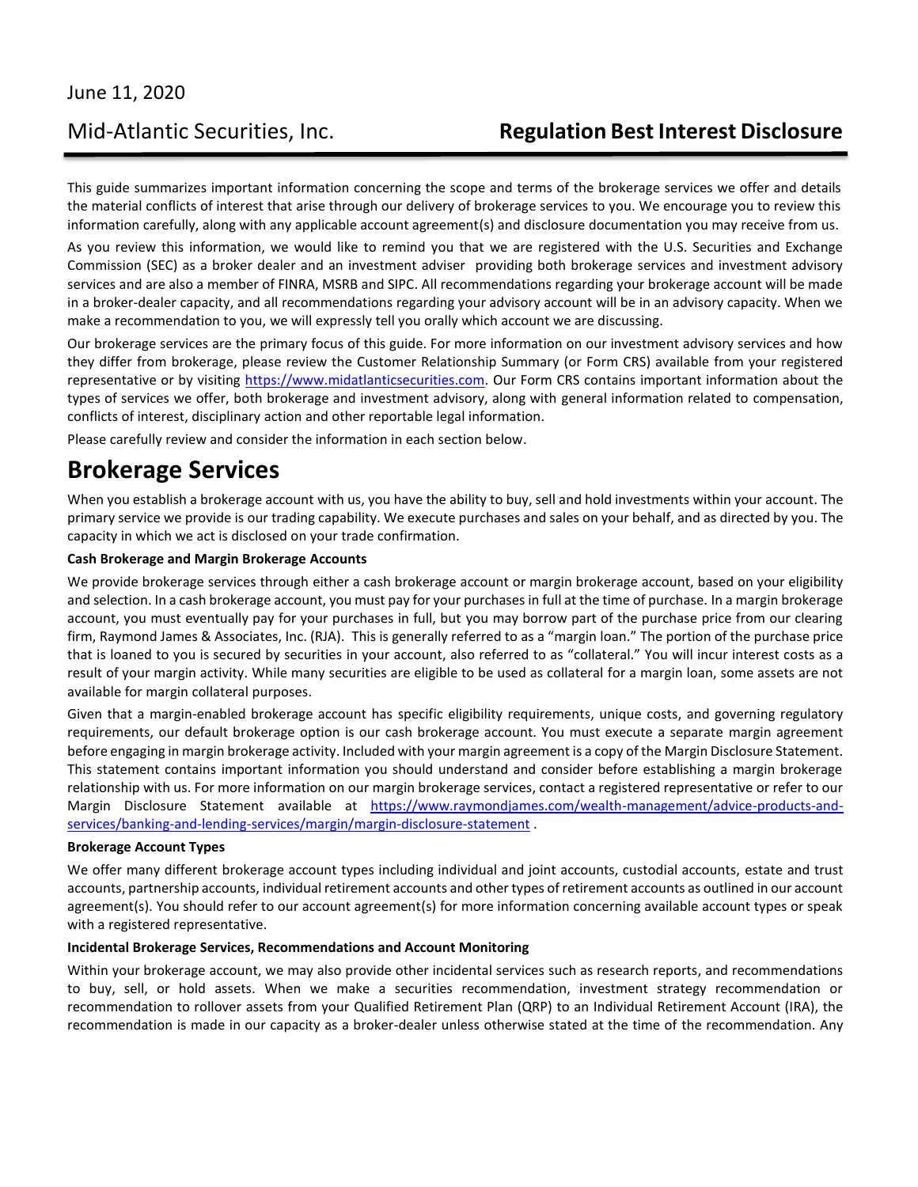June 11, 2020

Mid-Atlantic Securities, Inc.

# Regulation Best Interest Disclosure

This guide summarizes important information concerning the scope and terms of the brokerage services we offer and details the material conflicts of interest that arise through our delivery of brokerage services to you. We encourage you to review this information carefully, along with any applicable account agreement(s) and disclosure documentation you may receive from us.

As you review this information, we would like to remind you that we are registered with the U.S. Securities and Exchange Commission (SEC) as a broker dealer and an investment adviser providing both brokerage services and investment advisory services and are also a member of FINRA, MSRB and SIPC. All recommendations regarding your brokerage account will be made in a broker-dealer capacity, and all recommendations regarding your advisory account will be in an advisory capacity. When we make a recommendation to you, we will expressly tell you orally which account we are discussing.

Our brokerage services are the primary focus of this guide. For more information on our investment advisory services and how they differ from brokerage, please review the Customer Relationship Summary (or Form CRS) available from your registered representative or by visiting https://www.midatlanticsecurities.com. Our Form CRS contains important information about the types of services we offer, both brokerage and investment advisory, along with general information related to compensation, conflicts of interest, disciplinary action and other reportable legal information.

Please carefully review and consider the information in each section below.

## Brokerage Services

When you establish a brokerage account with us, you have the ability to buy, sell and hold investments within your account. The primary service we provide is our trading capability. We execute purchases and sales on your behalf, and as directed by you. The capacity in which we act is disclosed on your trade confirmation.

**Cash Brokerage and Margin Brokerage Accounts**

We provide brokerage services through either a cash brokerage account or margin brokerage account, based on your eligibility and selection. In a cash brokerage account, you must pay for your purchases in full at the time of purchase. In a margin brokerage account, you must eventually pay for your purchases in full, but you may borrow part of the purchase price from our clearing firm, Raymond James & Associates, Inc. (RJA). This is generally referred to as a "margin loan." The portion of the purchase price that is loaned to you is secured by securities in your account, also referred to as "collateral." You will incur interest costs as a result of your margin activity. While many securities are eligible to be used as collateral for a margin loan, some assets are not available for margin collateral purposes.

Given that a margin-enabled brokerage account has specific eligibility requirements, unique costs, and governing regulatory requirements, our default brokerage option is our cash brokerage account. You must execute a separate margin agreement before engaging in margin brokerage activity. Included with your margin agreement is a copy of the Margin Disclosure Statement. This statement contains important information you should understand and consider before establishing a margin brokerage relationship with us. For more information on our margin brokerage services, contact a registered representative or refer to our Margin Disclosure Statement available at https://www.raymondjames.com/wealth-management/advice-products-and-services/banking-and-lending-services/margin/margin-disclosure-statement .

**Brokerage Account Types**

We offer many different brokerage account types including individual and joint accounts, custodial accounts, estate and trust accounts, partnership accounts, individual retirement accounts and other types of retirement accounts as outlined in our account agreement(s). You should refer to our account agreement(s) for more information concerning available account types or speak with a registered representative.

**Incidental Brokerage Services, Recommendations and Account Monitoring**

Within your brokerage account, we may also provide other incidental services such as research reports, and recommendations to buy, sell, or hold assets. When we make a securities recommendation, investment strategy recommendation or recommendation to rollover assets from your Qualified Retirement Plan (QRP) to an Individual Retirement Account (IRA), the recommendation is made in our capacity as a broker-dealer unless otherwise stated at the time of the recommendation. Any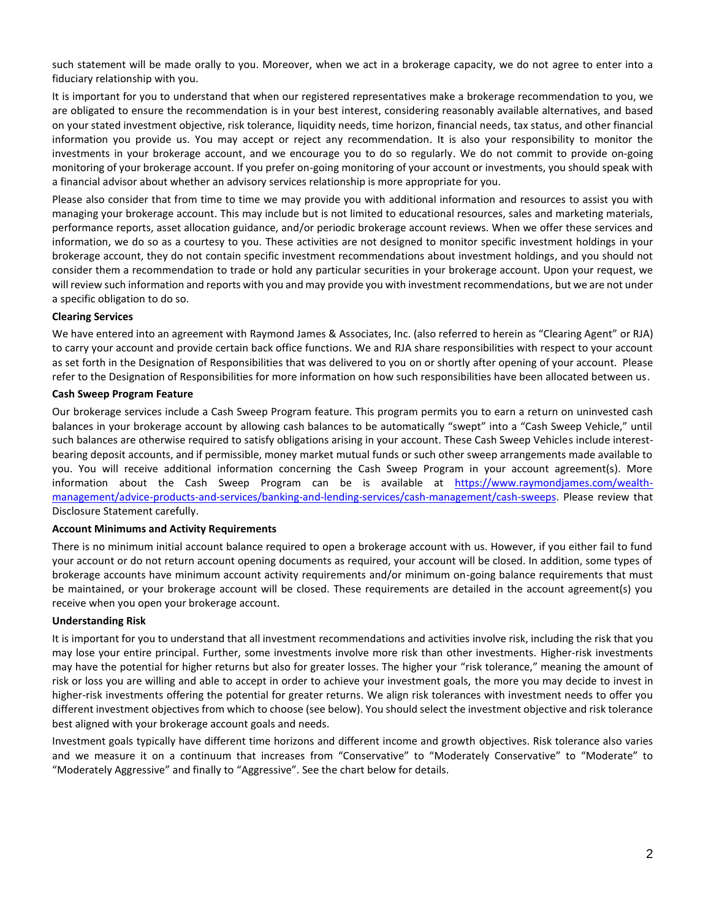such statement will be made orally to you. Moreover, when we act in a brokerage capacity, we do not agree to enter into a fiduciary relationship with you.

It is important for you to understand that when our registered representatives make a brokerage recommendation to you, we are obligated to ensure the recommendation is in your best interest, considering reasonably available alternatives, and based on your stated investment objective, risk tolerance, liquidity needs, time horizon, financial needs, tax status, and other financial information you provide us. You may accept or reject any recommendation. It is also your responsibility to monitor the investments in your brokerage account, and we encourage you to do so regularly. We do not commit to provide on-going monitoring of your brokerage account. If you prefer on-going monitoring of your account or investments, you should speak with a financial advisor about whether an advisory services relationship is more appropriate for you.

Please also consider that from time to time we may provide you with additional information and resources to assist you with managing your brokerage account. This may include but is not limited to educational resources, sales and marketing materials, performance reports, asset allocation guidance, and/or periodic brokerage account reviews. When we offer these services and information, we do so as a courtesy to you. These activities are not designed to monitor specific investment holdings in your brokerage account, they do not contain specific investment recommendations about investment holdings, and you should not consider them a recommendation to trade or hold any particular securities in your brokerage account. Upon your request, we will review such information and reports with you and may provide you with investment recommendations, but we are not under a specific obligation to do so.

**Clearing Services**

We have entered into an agreement with Raymond James & Associates, Inc. (also referred to herein as "Clearing Agent" or RJA) to carry your account and provide certain back office functions. We and RJA share responsibilities with respect to your account as set forth in the Designation of Responsibilities that was delivered to you on or shortly after opening of your account. Please refer to the Designation of Responsibilities for more information on how such responsibilities have been allocated between us.

**Cash Sweep Program Feature**

Our brokerage services include a Cash Sweep Program feature. This program permits you to earn a return on uninvested cash balances in your brokerage account by allowing cash balances to be automatically "swept" into a "Cash Sweep Vehicle," until such balances are otherwise required to satisfy obligations arising in your account. These Cash Sweep Vehicles include interest-bearing deposit accounts, and if permissible, money market mutual funds or such other sweep arrangements made available to you. You will receive additional information concerning the Cash Sweep Program in your account agreement(s). More information about the Cash Sweep Program can be is available at https://www.raymondjames.com/wealth-management/advice-products-and-services/banking-and-lending-services/cash-management/cash-sweeps. Please review that Disclosure Statement carefully.

**Account Minimums and Activity Requirements**

There is no minimum initial account balance required to open a brokerage account with us. However, if you either fail to fund your account or do not return account opening documents as required, your account will be closed. In addition, some types of brokerage accounts have minimum account activity requirements and/or minimum on-going balance requirements that must be maintained, or your brokerage account will be closed. These requirements are detailed in the account agreement(s) you receive when you open your brokerage account.

**Understanding Risk**

It is important for you to understand that all investment recommendations and activities involve risk, including the risk that you may lose your entire principal. Further, some investments involve more risk than other investments. Higher-risk investments may have the potential for higher returns but also for greater losses. The higher your "risk tolerance," meaning the amount of risk or loss you are willing and able to accept in order to achieve your investment goals, the more you may decide to invest in higher-risk investments offering the potential for greater returns. We align risk tolerances with investment needs to offer you different investment objectives from which to choose (see below). You should select the investment objective and risk tolerance best aligned with your brokerage account goals and needs.

Investment goals typically have different time horizons and different income and growth objectives. Risk tolerance also varies and we measure it on a continuum that increases from "Conservative" to "Moderately Conservative" to "Moderate" to "Moderately Aggressive" and finally to "Aggressive". See the chart below for details.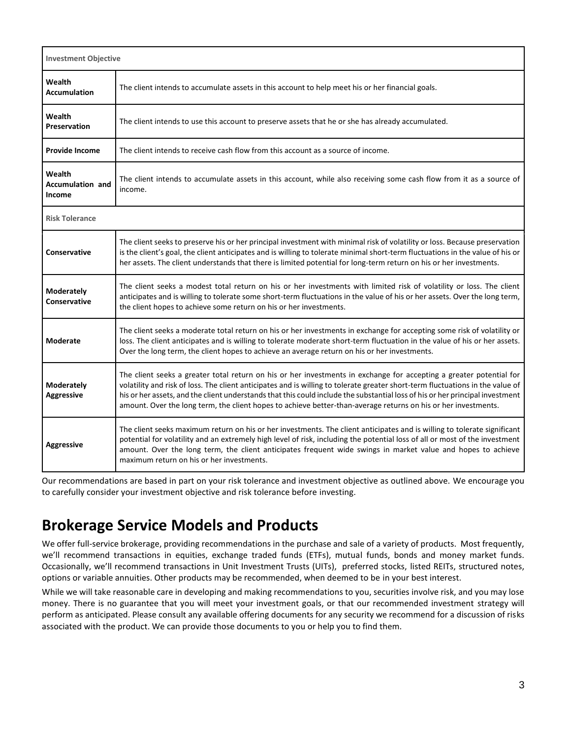| Investment Objective | |
|---|---|
| **Wealth Accumulation** | The client intends to accumulate assets in this account to help meet his or her financial goals. |
| **Wealth Preservation** | The client intends to use this account to preserve assets that he or she has already accumulated. |
| **Provide Income** | The client intends to receive cash flow from this account as a source of income. |
| **Wealth Accumulation and Income** | The client intends to accumulate assets in this account, while also receiving some cash flow from it as a source of income. |
| **Risk Tolerance** | |
| **Conservative** | The client seeks to preserve his or her principal investment with minimal risk of volatility or loss. Because preservation is the client's goal, the client anticipates and is willing to tolerate minimal short-term fluctuations in the value of his or her assets. The client understands that there is limited potential for long-term return on his or her investments. |
| **Moderately Conservative** | The client seeks a modest total return on his or her investments with limited risk of volatility or loss. The client anticipates and is willing to tolerate some short-term fluctuations in the value of his or her assets. Over the long term, the client hopes to achieve some return on his or her investments. |
| **Moderate** | The client seeks a moderate total return on his or her investments in exchange for accepting some risk of volatility or loss. The client anticipates and is willing to tolerate moderate short-term fluctuation in the value of his or her assets. Over the long term, the client hopes to achieve an average return on his or her investments. |
| **Moderately Aggressive** | The client seeks a greater total return on his or her investments in exchange for accepting a greater potential for volatility and risk of loss. The client anticipates and is willing to tolerate greater short-term fluctuations in the value of his or her assets, and the client understands that this could include the substantial loss of his or her principal investment amount. Over the long term, the client hopes to achieve better-than-average returns on his or her investments. |
| **Aggressive** | The client seeks maximum return on his or her investments. The client anticipates and is willing to tolerate significant potential for volatility and an extremely high level of risk, including the potential loss of all or most of the investment amount. Over the long term, the client anticipates frequent wide swings in market value and hopes to achieve maximum return on his or her investments. |

Our recommendations are based in part on your risk tolerance and investment objective as outlined above. We encourage you to carefully consider your investment objective and risk tolerance before investing.

# Brokerage Service Models and Products

We offer full-service brokerage, providing recommendations in the purchase and sale of a variety of products. Most frequently, we'll recommend transactions in equities, exchange traded funds (ETFs), mutual funds, bonds and money market funds. Occasionally, we'll recommend transactions in Unit Investment Trusts (UITs), preferred stocks, listed REITs, structured notes, options or variable annuities. Other products may be recommended, when deemed to be in your best interest.

While we will take reasonable care in developing and making recommendations to you, securities involve risk, and you may lose money. There is no guarantee that you will meet your investment goals, or that our recommended investment strategy will perform as anticipated. Please consult any available offering documents for any security we recommend for a discussion of risks associated with the product. We can provide those documents to you or help you to find them.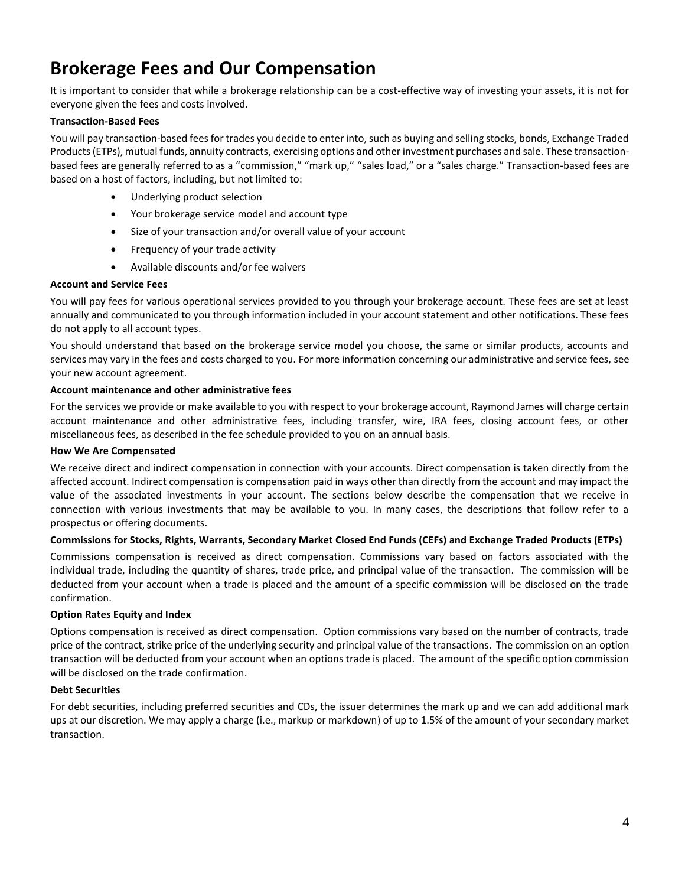# Brokerage Fees and Our Compensation

It is important to consider that while a brokerage relationship can be a cost-effective way of investing your assets, it is not for everyone given the fees and costs involved.

**Transaction-Based Fees**

You will pay transaction-based fees for trades you decide to enter into, such as buying and selling stocks, bonds, Exchange Traded Products (ETPs), mutual funds, annuity contracts, exercising options and other investment purchases and sale. These transaction-based fees are generally referred to as a "commission," "mark up," "sales load," or a "sales charge." Transaction-based fees are based on a host of factors, including, but not limited to:

- Underlying product selection
- Your brokerage service model and account type
- Size of your transaction and/or overall value of your account
- Frequency of your trade activity
- Available discounts and/or fee waivers

**Account and Service Fees**

You will pay fees for various operational services provided to you through your brokerage account. These fees are set at least annually and communicated to you through information included in your account statement and other notifications. These fees do not apply to all account types.

You should understand that based on the brokerage service model you choose, the same or similar products, accounts and services may vary in the fees and costs charged to you. For more information concerning our administrative and service fees, see your new account agreement.

**Account maintenance and other administrative fees**

For the services we provide or make available to you with respect to your brokerage account, Raymond James will charge certain account maintenance and other administrative fees, including transfer, wire, IRA fees, closing account fees, or other miscellaneous fees, as described in the fee schedule provided to you on an annual basis.

**How We Are Compensated**

We receive direct and indirect compensation in connection with your accounts. Direct compensation is taken directly from the affected account. Indirect compensation is compensation paid in ways other than directly from the account and may impact the value of the associated investments in your account. The sections below describe the compensation that we receive in connection with various investments that may be available to you. In many cases, the descriptions that follow refer to a prospectus or offering documents.

**Commissions for Stocks, Rights, Warrants, Secondary Market Closed End Funds (CEFs) and Exchange Traded Products (ETPs)**

Commissions compensation is received as direct compensation. Commissions vary based on factors associated with the individual trade, including the quantity of shares, trade price, and principal value of the transaction. The commission will be deducted from your account when a trade is placed and the amount of a specific commission will be disclosed on the trade confirmation.

**Option Rates Equity and Index**

Options compensation is received as direct compensation. Option commissions vary based on the number of contracts, trade price of the contract, strike price of the underlying security and principal value of the transactions. The commission on an option transaction will be deducted from your account when an options trade is placed. The amount of the specific option commission will be disclosed on the trade confirmation.

**Debt Securities**

For debt securities, including preferred securities and CDs, the issuer determines the mark up and we can add additional mark ups at our discretion. We may apply a charge (i.e., markup or markdown) of up to 1.5% of the amount of your secondary market transaction.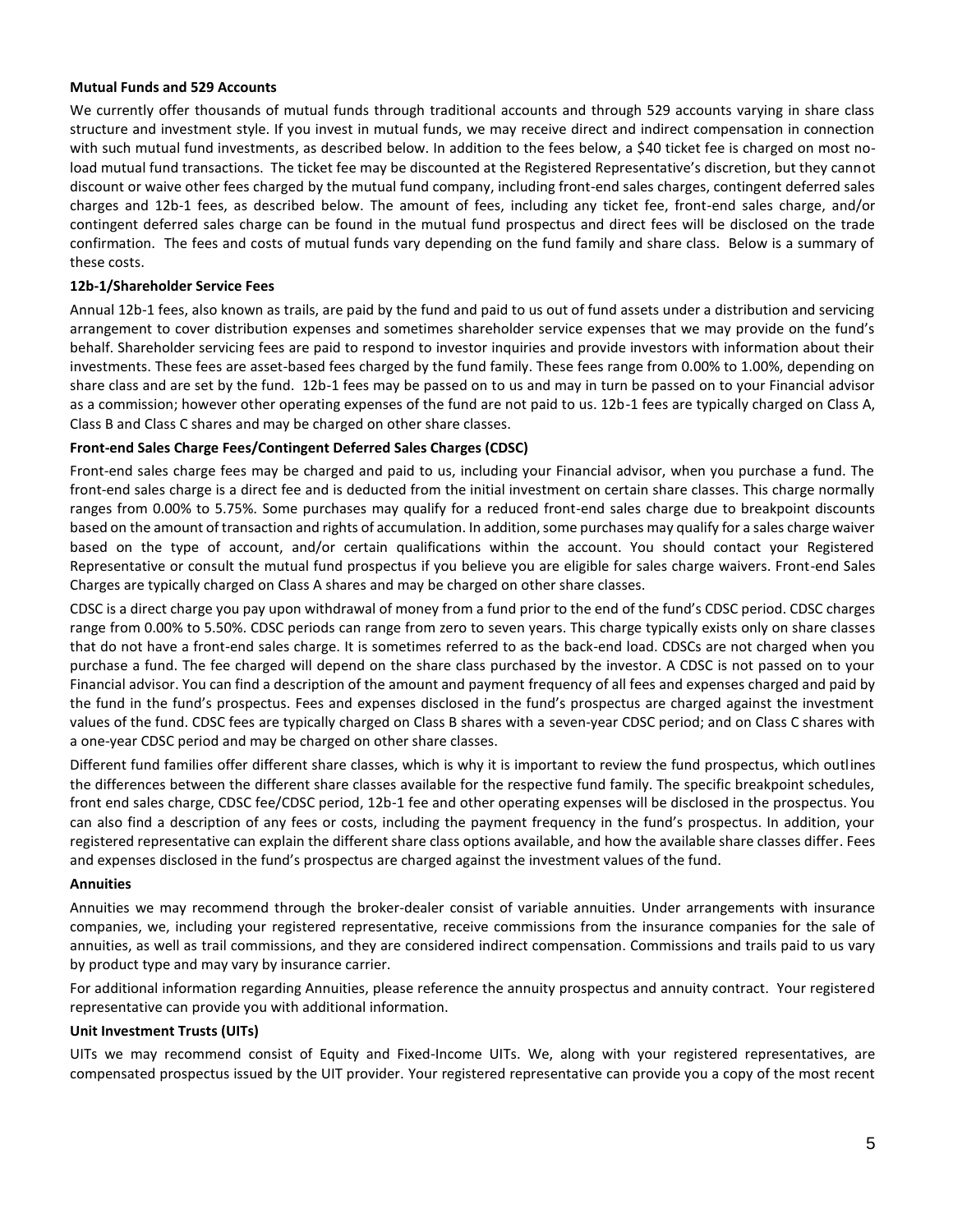**Mutual Funds and 529 Accounts**

We currently offer thousands of mutual funds through traditional accounts and through 529 accounts varying in share class structure and investment style. If you invest in mutual funds, we may receive direct and indirect compensation in connection with such mutual fund investments, as described below. In addition to the fees below, a $40 ticket fee is charged on most no-load mutual fund transactions. The ticket fee may be discounted at the Registered Representative's discretion, but they cannot discount or waive other fees charged by the mutual fund company, including front-end sales charges, contingent deferred sales charges and 12b-1 fees, as described below. The amount of fees, including any ticket fee, front-end sales charge, and/or contingent deferred sales charge can be found in the mutual fund prospectus and direct fees will be disclosed on the trade confirmation. The fees and costs of mutual funds vary depending on the fund family and share class. Below is a summary of these costs.

**12b-1/Shareholder Service Fees**

Annual 12b-1 fees, also known as trails, are paid by the fund and paid to us out of fund assets under a distribution and servicing arrangement to cover distribution expenses and sometimes shareholder service expenses that we may provide on the fund's behalf. Shareholder servicing fees are paid to respond to investor inquiries and provide investors with information about their investments. These fees are asset-based fees charged by the fund family. These fees range from 0.00% to 1.00%, depending on share class and are set by the fund. 12b-1 fees may be passed on to us and may in turn be passed on to your Financial advisor as a commission; however other operating expenses of the fund are not paid to us. 12b-1 fees are typically charged on Class A, Class B and Class C shares and may be charged on other share classes.

**Front-end Sales Charge Fees/Contingent Deferred Sales Charges (CDSC)**

Front-end sales charge fees may be charged and paid to us, including your Financial advisor, when you purchase a fund. The front-end sales charge is a direct fee and is deducted from the initial investment on certain share classes. This charge normally ranges from 0.00% to 5.75%. Some purchases may qualify for a reduced front-end sales charge due to breakpoint discounts based on the amount of transaction and rights of accumulation. In addition, some purchases may qualify for a sales charge waiver based on the type of account, and/or certain qualifications within the account. You should contact your Registered Representative or consult the mutual fund prospectus if you believe you are eligible for sales charge waivers. Front-end Sales Charges are typically charged on Class A shares and may be charged on other share classes.

CDSC is a direct charge you pay upon withdrawal of money from a fund prior to the end of the fund's CDSC period. CDSC charges range from 0.00% to 5.50%. CDSC periods can range from zero to seven years. This charge typically exists only on share classes that do not have a front-end sales charge. It is sometimes referred to as the back-end load. CDSCs are not charged when you purchase a fund. The fee charged will depend on the share class purchased by the investor. A CDSC is not passed on to your Financial advisor. You can find a description of the amount and payment frequency of all fees and expenses charged and paid by the fund in the fund's prospectus. Fees and expenses disclosed in the fund's prospectus are charged against the investment values of the fund. CDSC fees are typically charged on Class B shares with a seven-year CDSC period; and on Class C shares with a one-year CDSC period and may be charged on other share classes.

Different fund families offer different share classes, which is why it is important to review the fund prospectus, which outlines the differences between the different share classes available for the respective fund family. The specific breakpoint schedules, front end sales charge, CDSC fee/CDSC period, 12b-1 fee and other operating expenses will be disclosed in the prospectus. You can also find a description of any fees or costs, including the payment frequency in the fund's prospectus. In addition, your registered representative can explain the different share class options available, and how the available share classes differ. Fees and expenses disclosed in the fund's prospectus are charged against the investment values of the fund.

**Annuities**

Annuities we may recommend through the broker-dealer consist of variable annuities. Under arrangements with insurance companies, we, including your registered representative, receive commissions from the insurance companies for the sale of annuities, as well as trail commissions, and they are considered indirect compensation. Commissions and trails paid to us vary by product type and may vary by insurance carrier.

For additional information regarding Annuities, please reference the annuity prospectus and annuity contract. Your registered representative can provide you with additional information.

**Unit Investment Trusts (UITs)**

UITs we may recommend consist of Equity and Fixed-Income UITs. We, along with your registered representatives, are compensated prospectus issued by the UIT provider. Your registered representative can provide you a copy of the most recent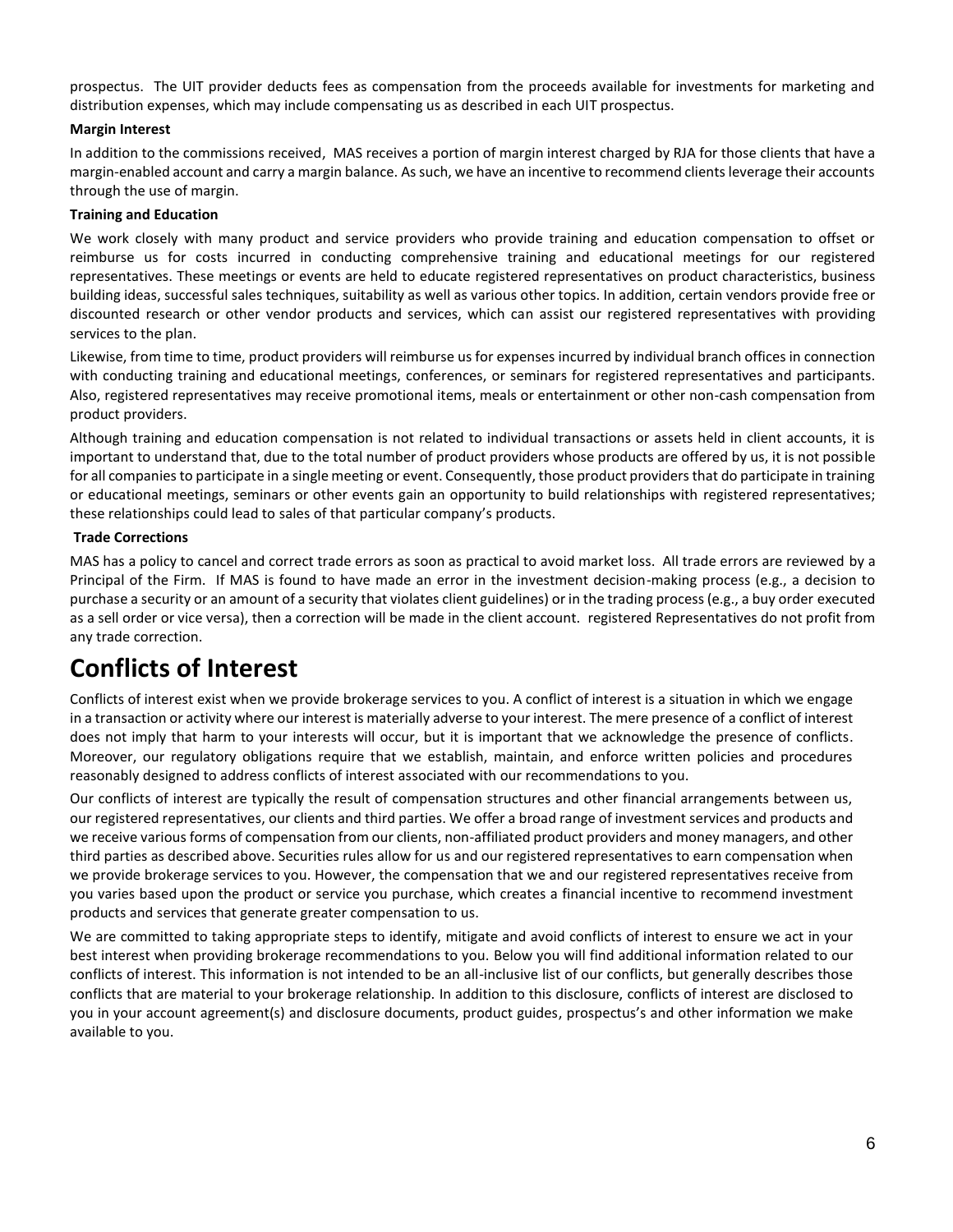prospectus. The UIT provider deducts fees as compensation from the proceeds available for investments for marketing and distribution expenses, which may include compensating us as described in each UIT prospectus.

**Margin Interest**

In addition to the commissions received, MAS receives a portion of margin interest charged by RJA for those clients that have a margin-enabled account and carry a margin balance. As such, we have an incentive to recommend clients leverage their accounts through the use of margin.

**Training and Education**

We work closely with many product and service providers who provide training and education compensation to offset or reimburse us for costs incurred in conducting comprehensive training and educational meetings for our registered representatives. These meetings or events are held to educate registered representatives on product characteristics, business building ideas, successful sales techniques, suitability as well as various other topics. In addition, certain vendors provide free or discounted research or other vendor products and services, which can assist our registered representatives with providing services to the plan.

Likewise, from time to time, product providers will reimburse us for expenses incurred by individual branch offices in connection with conducting training and educational meetings, conferences, or seminars for registered representatives and participants. Also, registered representatives may receive promotional items, meals or entertainment or other non-cash compensation from product providers.

Although training and education compensation is not related to individual transactions or assets held in client accounts, it is important to understand that, due to the total number of product providers whose products are offered by us, it is not possible for all companies to participate in a single meeting or event. Consequently, those product providers that do participate in training or educational meetings, seminars or other events gain an opportunity to build relationships with registered representatives; these relationships could lead to sales of that particular company's products.

**Trade Corrections**

MAS has a policy to cancel and correct trade errors as soon as practical to avoid market loss. All trade errors are reviewed by a Principal of the Firm. If MAS is found to have made an error in the investment decision-making process (e.g., a decision to purchase a security or an amount of a security that violates client guidelines) or in the trading process (e.g., a buy order executed as a sell order or vice versa), then a correction will be made in the client account. registered Representatives do not profit from any trade correction.

# Conflicts of Interest

Conflicts of interest exist when we provide brokerage services to you. A conflict of interest is a situation in which we engage in a transaction or activity where our interest is materially adverse to your interest. The mere presence of a conflict of interest does not imply that harm to your interests will occur, but it is important that we acknowledge the presence of conflicts. Moreover, our regulatory obligations require that we establish, maintain, and enforce written policies and procedures reasonably designed to address conflicts of interest associated with our recommendations to you.

Our conflicts of interest are typically the result of compensation structures and other financial arrangements between us, our registered representatives, our clients and third parties. We offer a broad range of investment services and products and we receive various forms of compensation from our clients, non-affiliated product providers and money managers, and other third parties as described above. Securities rules allow for us and our registered representatives to earn compensation when we provide brokerage services to you. However, the compensation that we and our registered representatives receive from you varies based upon the product or service you purchase, which creates a financial incentive to recommend investment products and services that generate greater compensation to us.

We are committed to taking appropriate steps to identify, mitigate and avoid conflicts of interest to ensure we act in your best interest when providing brokerage recommendations to you. Below you will find additional information related to our conflicts of interest. This information is not intended to be an all-inclusive list of our conflicts, but generally describes those conflicts that are material to your brokerage relationship. In addition to this disclosure, conflicts of interest are disclosed to you in your account agreement(s) and disclosure documents, product guides, prospectus's and other information we make available to you.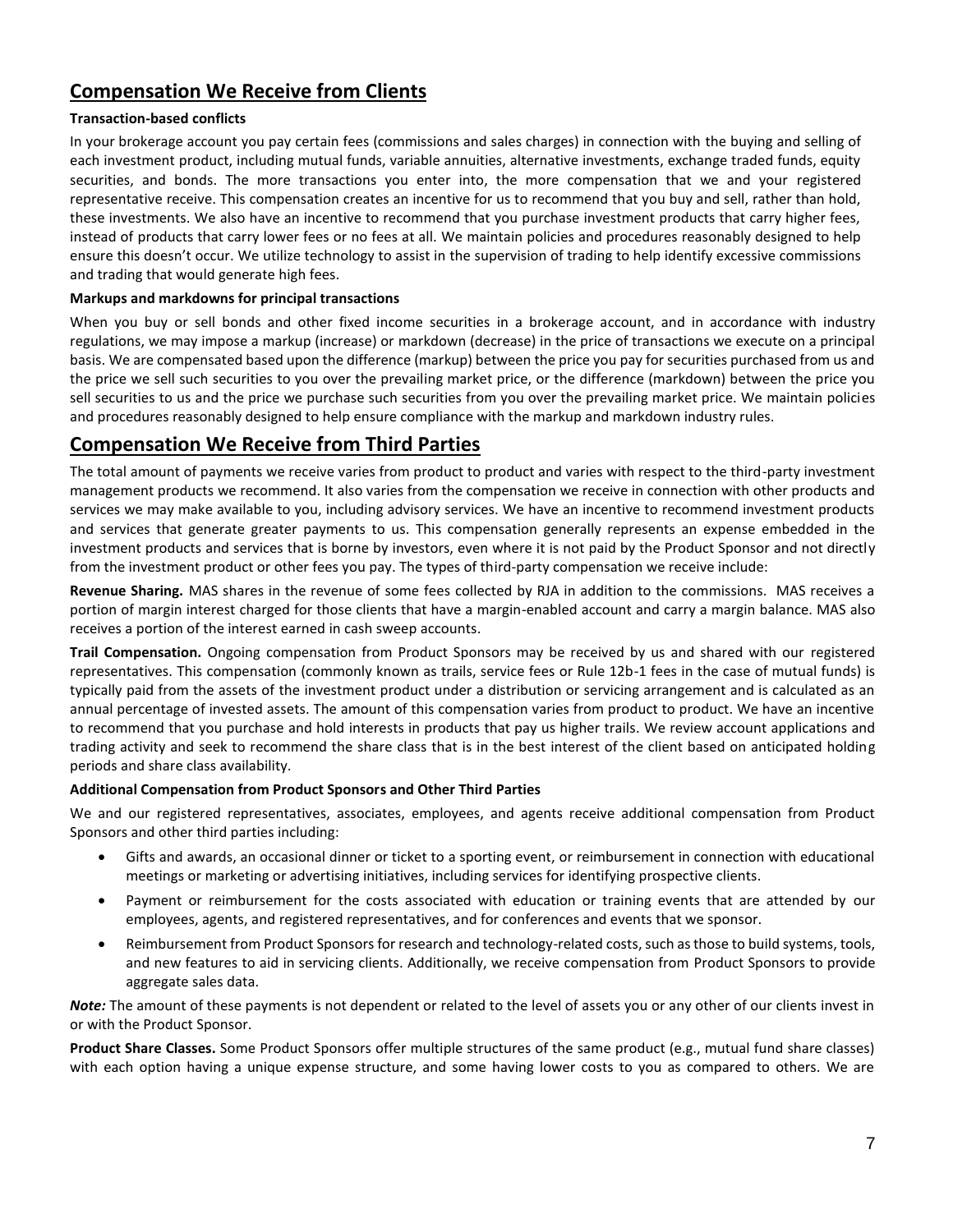## Compensation We Receive from Clients

**Transaction-based conflicts**

In your brokerage account you pay certain fees (commissions and sales charges) in connection with the buying and selling of each investment product, including mutual funds, variable annuities, alternative investments, exchange traded funds, equity securities, and bonds. The more transactions you enter into, the more compensation that we and your registered representative receive. This compensation creates an incentive for us to recommend that you buy and sell, rather than hold, these investments. We also have an incentive to recommend that you purchase investment products that carry higher fees, instead of products that carry lower fees or no fees at all. We maintain policies and procedures reasonably designed to help ensure this doesn't occur. We utilize technology to assist in the supervision of trading to help identify excessive commissions and trading that would generate high fees.

**Markups and markdowns for principal transactions**

When you buy or sell bonds and other fixed income securities in a brokerage account, and in accordance with industry regulations, we may impose a markup (increase) or markdown (decrease) in the price of transactions we execute on a principal basis. We are compensated based upon the difference (markup) between the price you pay for securities purchased from us and the price we sell such securities to you over the prevailing market price, or the difference (markdown) between the price you sell securities to us and the price we purchase such securities from you over the prevailing market price. We maintain policies and procedures reasonably designed to help ensure compliance with the markup and markdown industry rules.

## Compensation We Receive from Third Parties

The total amount of payments we receive varies from product to product and varies with respect to the third-party investment management products we recommend. It also varies from the compensation we receive in connection with other products and services we may make available to you, including advisory services. We have an incentive to recommend investment products and services that generate greater payments to us. This compensation generally represents an expense embedded in the investment products and services that is borne by investors, even where it is not paid by the Product Sponsor and not directly from the investment product or other fees you pay. The types of third-party compensation we receive include:

**Revenue Sharing.** MAS shares in the revenue of some fees collected by RJA in addition to the commissions. MAS receives a portion of margin interest charged for those clients that have a margin-enabled account and carry a margin balance. MAS also receives a portion of the interest earned in cash sweep accounts.

**Trail Compensation.** Ongoing compensation from Product Sponsors may be received by us and shared with our registered representatives. This compensation (commonly known as trails, service fees or Rule 12b-1 fees in the case of mutual funds) is typically paid from the assets of the investment product under a distribution or servicing arrangement and is calculated as an annual percentage of invested assets. The amount of this compensation varies from product to product. We have an incentive to recommend that you purchase and hold interests in products that pay us higher trails. We review account applications and trading activity and seek to recommend the share class that is in the best interest of the client based on anticipated holding periods and share class availability.

**Additional Compensation from Product Sponsors and Other Third Parties**

We and our registered representatives, associates, employees, and agents receive additional compensation from Product Sponsors and other third parties including:

- Gifts and awards, an occasional dinner or ticket to a sporting event, or reimbursement in connection with educational meetings or marketing or advertising initiatives, including services for identifying prospective clients.
- Payment or reimbursement for the costs associated with education or training events that are attended by our employees, agents, and registered representatives, and for conferences and events that we sponsor.
- Reimbursement from Product Sponsors for research and technology-related costs, such as those to build systems, tools, and new features to aid in servicing clients. Additionally, we receive compensation from Product Sponsors to provide aggregate sales data.

***Note:*** The amount of these payments is not dependent or related to the level of assets you or any other of our clients invest in or with the Product Sponsor.

**Product Share Classes.** Some Product Sponsors offer multiple structures of the same product (e.g., mutual fund share classes) with each option having a unique expense structure, and some having lower costs to you as compared to others. We are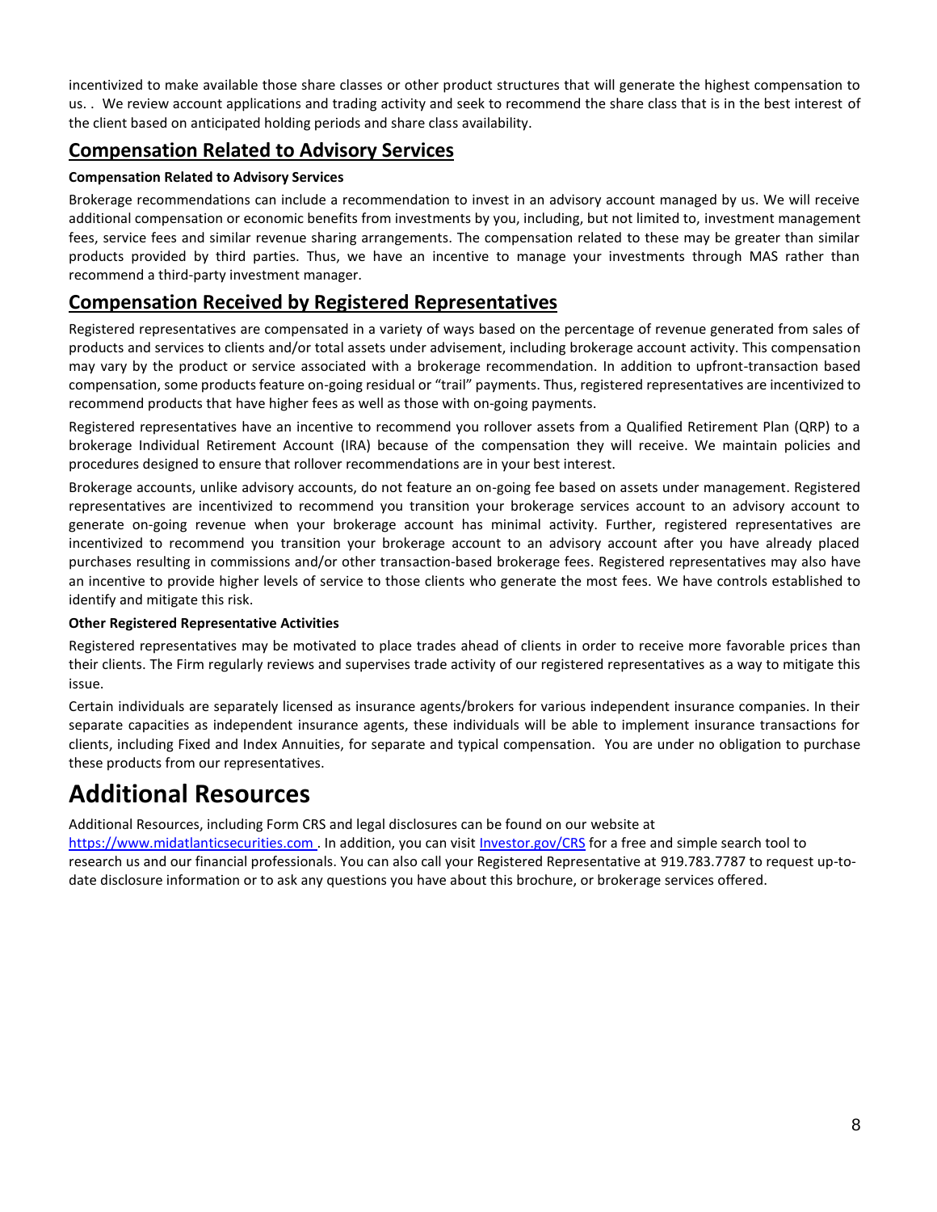incentivized to make available those share classes or other product structures that will generate the highest compensation to us. .  We review account applications and trading activity and seek to recommend the share class that is in the best interest of the client based on anticipated holding periods and share class availability.

## Compensation Related to Advisory Services

**Compensation Related to Advisory Services**

Brokerage recommendations can include a recommendation to invest in an advisory account managed by us. We will receive additional compensation or economic benefits from investments by you, including, but not limited to, investment management fees, service fees and similar revenue sharing arrangements. The compensation related to these may be greater than similar products provided by third parties. Thus, we have an incentive to manage your investments through MAS rather than recommend a third-party investment manager.

## Compensation Received by Registered Representatives

Registered representatives are compensated in a variety of ways based on the percentage of revenue generated from sales of products and services to clients and/or total assets under advisement, including brokerage account activity. This compensation may vary by the product or service associated with a brokerage recommendation. In addition to upfront-transaction based compensation, some products feature on-going residual or "trail" payments. Thus, registered representatives are incentivized to recommend products that have higher fees as well as those with on-going payments.

Registered representatives have an incentive to recommend you rollover assets from a Qualified Retirement Plan (QRP) to a brokerage Individual Retirement Account (IRA) because of the compensation they will receive. We maintain policies and procedures designed to ensure that rollover recommendations are in your best interest.

Brokerage accounts, unlike advisory accounts, do not feature an on-going fee based on assets under management. Registered representatives are incentivized to recommend you transition your brokerage services account to an advisory account to generate on-going revenue when your brokerage account has minimal activity. Further, registered representatives are incentivized to recommend you transition your brokerage account to an advisory account after you have already placed purchases resulting in commissions and/or other transaction-based brokerage fees. Registered representatives may also have an incentive to provide higher levels of service to those clients who generate the most fees. We have controls established to identify and mitigate this risk.

**Other Registered Representative Activities**

Registered representatives may be motivated to place trades ahead of clients in order to receive more favorable prices than their clients. The Firm regularly reviews and supervises trade activity of our registered representatives as a way to mitigate this issue.

Certain individuals are separately licensed as insurance agents/brokers for various independent insurance companies. In their separate capacities as independent insurance agents, these individuals will be able to implement insurance transactions for clients, including Fixed and Index Annuities, for separate and typical compensation.  You are under no obligation to purchase these products from our representatives.

# Additional Resources

Additional Resources, including Form CRS and legal disclosures can be found on our website at https://www.midatlanticsecurities.com . In addition, you can visit Investor.gov/CRS for a free and simple search tool to research us and our financial professionals. You can also call your Registered Representative at 919.783.7787 to request up-to-date disclosure information or to ask any questions you have about this brochure, or brokerage services offered.